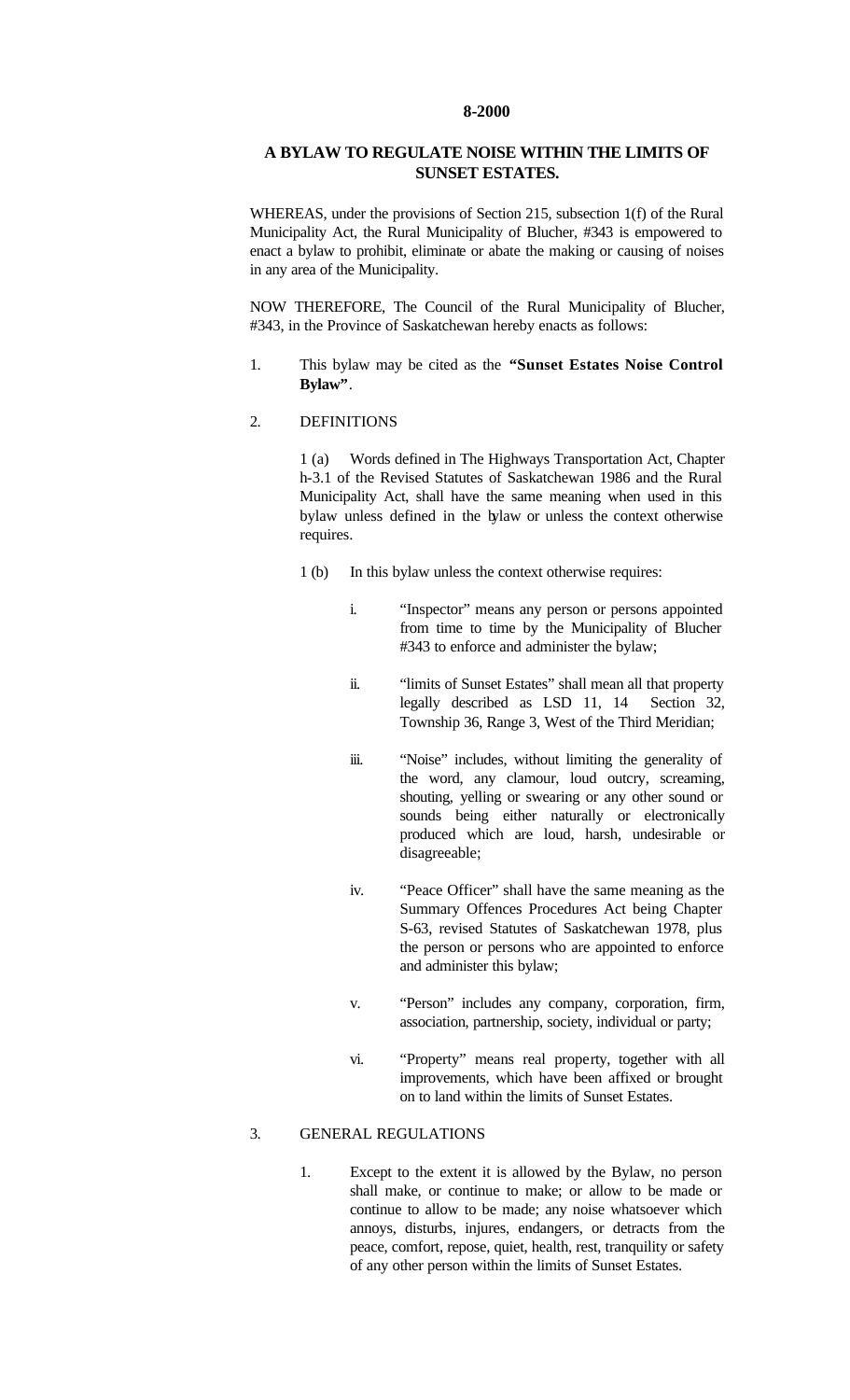**8-2000**

# A BYLAW TO REGULATE NOISE WITHIN THE LIMITS OF SUNSET ESTATES.

WHEREAS, under the provisions of Section 215, subsection 1(f) of the Rural Municipality Act, the Rural Municipality of Blucher, #343 is empowered to enact a bylaw to prohibit, eliminate or abate the making or causing of noises in any area of the Municipality.

NOW THEREFORE, The Council of the Rural Municipality of Blucher, #343, in the Province of Saskatchewan hereby enacts as follows:

1. This bylaw may be cited as the **"Sunset Estates Noise Control Bylaw"**.

2. DEFINITIONS

   1 (a) Words defined in The Highways Transportation Act, Chapter h-3.1 of the Revised Statutes of Saskatchewan 1986 and the Rural Municipality Act, shall have the same meaning when used in this bylaw unless defined in the bylaw or unless the context otherwise requires.

   1 (b) In this bylaw unless the context otherwise requires:

   i. "Inspector" means any person or persons appointed from time to time by the Municipality of Blucher #343 to enforce and administer the bylaw;

   ii. "limits of Sunset Estates" shall mean all that property legally described as LSD 11, 14 Section 32, Township 36, Range 3, West of the Third Meridian;

   iii. "Noise" includes, without limiting the generality of the word, any clamour, loud outcry, screaming, shouting, yelling or swearing or any other sound or sounds being either naturally or electronically produced which are loud, harsh, undesirable or disagreeable;

   iv. "Peace Officer" shall have the same meaning as the Summary Offences Procedures Act being Chapter S-63, revised Statutes of Saskatchewan 1978, plus the person or persons who are appointed to enforce and administer this bylaw;

   v. "Person" includes any company, corporation, firm, association, partnership, society, individual or party;

   vi. "Property" means real property, together with all improvements, which have been affixed or brought on to land within the limits of Sunset Estates.

3. GENERAL REGULATIONS

   1. Except to the extent it is allowed by the Bylaw, no person shall make, or continue to make; or allow to be made or continue to allow to be made; any noise whatsoever which annoys, disturbs, injures, endangers, or detracts from the peace, comfort, repose, quiet, health, rest, tranquility or safety of any other person within the limits of Sunset Estates.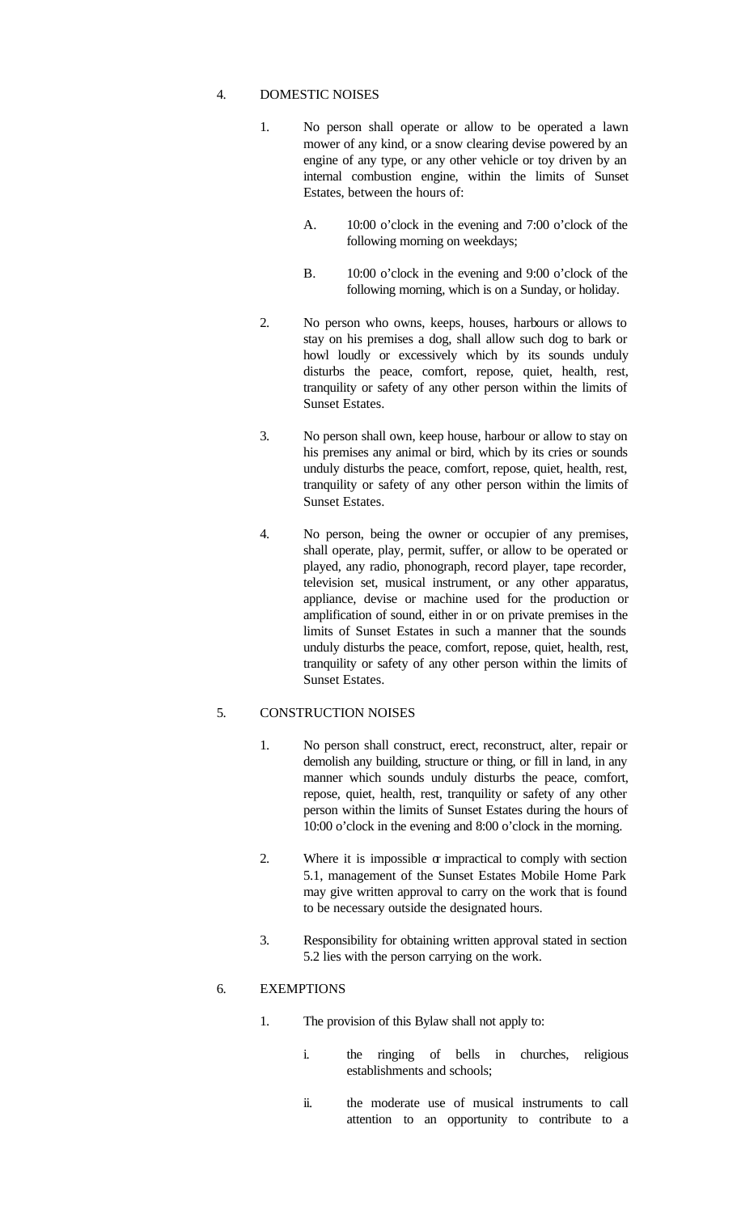4. DOMESTIC NOISES

   1. No person shall operate or allow to be operated a lawn mower of any kind, or a snow clearing devise powered by an engine of any type, or any other vehicle or toy driven by an internal combustion engine, within the limits of Sunset Estates, between the hours of:

      A. 10:00 o'clock in the evening and 7:00 o'clock of the following morning on weekdays;

      B. 10:00 o'clock in the evening and 9:00 o'clock of the following morning, which is on a Sunday, or holiday.

   2. No person who owns, keeps, houses, harbours or allows to stay on his premises a dog, shall allow such dog to bark or howl loudly or excessively which by its sounds unduly disturbs the peace, comfort, repose, quiet, health, rest, tranquility or safety of any other person within the limits of Sunset Estates.

   3. No person shall own, keep house, harbour or allow to stay on his premises any animal or bird, which by its cries or sounds unduly disturbs the peace, comfort, repose, quiet, health, rest, tranquility or safety of any other person within the limits of Sunset Estates.

   4. No person, being the owner or occupier of any premises, shall operate, play, permit, suffer, or allow to be operated or played, any radio, phonograph, record player, tape recorder, television set, musical instrument, or any other apparatus, appliance, devise or machine used for the production or amplification of sound, either in or on private premises in the limits of Sunset Estates in such a manner that the sounds unduly disturbs the peace, comfort, repose, quiet, health, rest, tranquility or safety of any other person within the limits of Sunset Estates.

5. CONSTRUCTION NOISES

   1. No person shall construct, erect, reconstruct, alter, repair or demolish any building, structure or thing, or fill in land, in any manner which sounds unduly disturbs the peace, comfort, repose, quiet, health, rest, tranquility or safety of any other person within the limits of Sunset Estates during the hours of 10:00 o'clock in the evening and 8:00 o'clock in the morning.

   2. Where it is impossible or impractical to comply with section 5.1, management of the Sunset Estates Mobile Home Park may give written approval to carry on the work that is found to be necessary outside the designated hours.

   3. Responsibility for obtaining written approval stated in section 5.2 lies with the person carrying on the work.

6. EXEMPTIONS

   1. The provision of this Bylaw shall not apply to:

      i. the ringing of bells in churches, religious establishments and schools;

      ii. the moderate use of musical instruments to call attention to an opportunity to contribute to a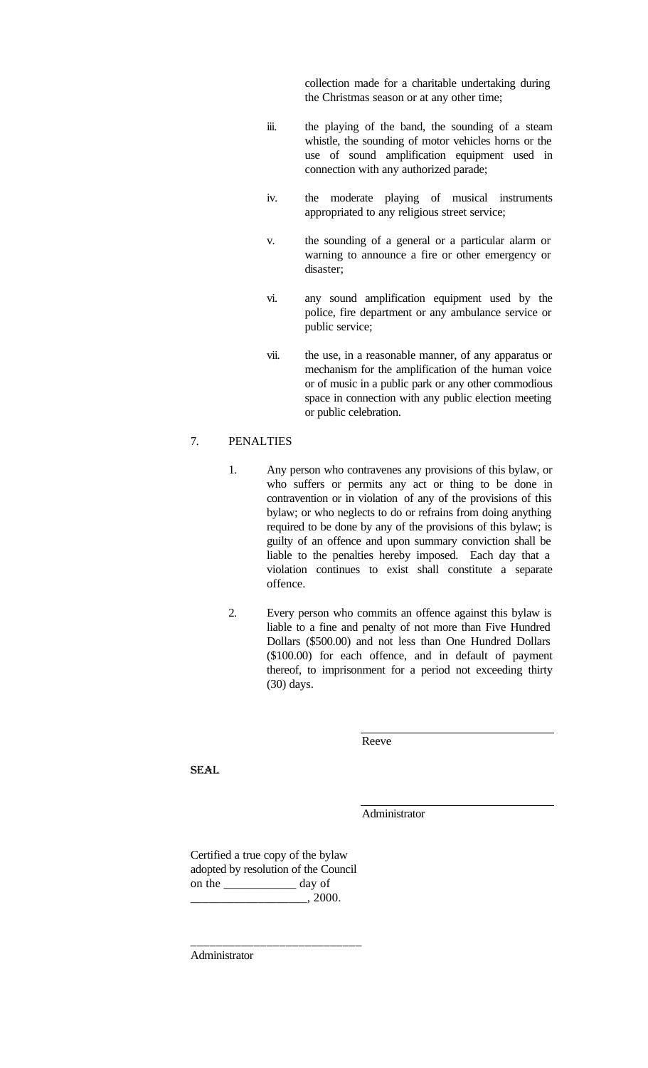collection made for a charitable undertaking during the Christmas season or at any other time;

iii. the playing of the band, the sounding of a steam whistle, the sounding of motor vehicles horns or the use of sound amplification equipment used in connection with any authorized parade;

iv. the moderate playing of musical instruments appropriated to any religious street service;

v. the sounding of a general or a particular alarm or warning to announce a fire or other emergency or disaster;

vi. any sound amplification equipment used by the police, fire department or any ambulance service or public service;

vii. the use, in a reasonable manner, of any apparatus or mechanism for the amplification of the human voice or of music in a public park or any other commodious space in connection with any public election meeting or public celebration.

7. PENALTIES

1. Any person who contravenes any provisions of this bylaw, or who suffers or permits any act or thing to be done in contravention or in violation of any of the provisions of this bylaw; or who neglects to do or refrains from doing anything required to be done by any of the provisions of this bylaw; is guilty of an offence and upon summary conviction shall be liable to the penalties hereby imposed. Each day that a violation continues to exist shall constitute a separate offence.

2. Every person who commits an offence against this bylaw is liable to a fine and penalty of not more than Five Hundred Dollars ($500.00) and not less than One Hundred Dollars ($100.00) for each offence, and in default of payment thereof, to imprisonment for a period not exceeding thirty (30) days.

______________________________
Reeve

SEAL

______________________________
Administrator

Certified a true copy of the bylaw adopted by resolution of the Council on the ____________ day of ___________________, 2000.

___________________________
Administrator